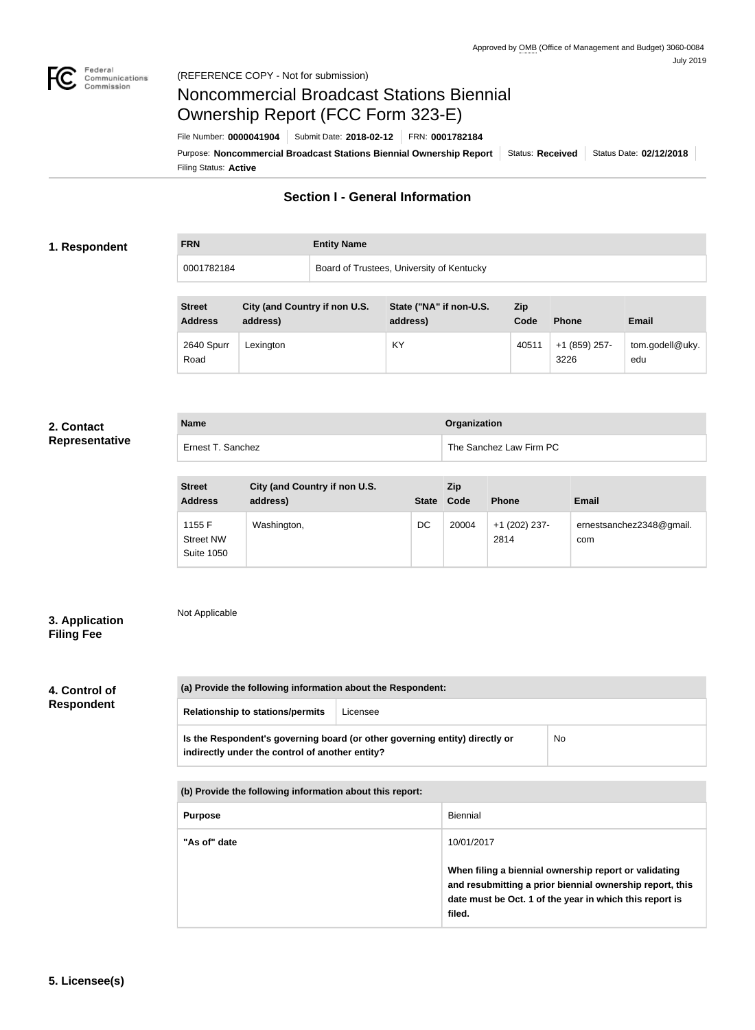Approved by OMB (Office of Management and Budget) 3060-0084
July 2019

(REFERENCE COPY - Not for submission)

# Noncommercial Broadcast Stations Biennial Ownership Report (FCC Form 323-E)

File Number: **0000041904** | Submit Date: **2018-02-12** | FRN: **0001782184**

Purpose: **Noncommercial Broadcast Stations Biennial Ownership Report** | Status: **Received** | Status Date: **02/12/2018**

Filing Status: **Active**

## Section I - General Information

### 1. Respondent

| FRN | Entity Name |
|---|---|
| 0001782184 | Board of Trustees, University of Kentucky |

| Street Address | City (and Country if non U.S. address) | State ("NA" if non-U.S. address) | Zip Code | Phone | Email |
|---|---|---|---|---|---|
| 2640 Spurr Road | Lexington | KY | 40511 | +1 (859) 257-3226 | tom.godell@uky.edu |

### 2. Contact Representative

| Name | Organization |
|---|---|
| Ernest T. Sanchez | The Sanchez Law Firm PC |

| Street Address | City (and Country if non U.S. address) | State | Zip Code | Phone | Email |
|---|---|---|---|---|---|
| 1155 F Street NW Suite 1050 | Washington, | DC | 20004 | +1 (202) 237-2814 | ernestsanchez2348@gmail.com |

### 3. Application Filing Fee

Not Applicable

### 4. Control of Respondent

| (a) Provide the following information about the Respondent: | |
|---|---|
| Relationship to stations/permits | Licensee |
| Is the Respondent's governing board (or other governing entity) directly or indirectly under the control of another entity? | No |

| (b) Provide the following information about this report: | |
|---|---|
| Purpose | Biennial |
| "As of" date | 10/01/2017<br><br>**When filing a biennial ownership report or validating and resubmitting a prior biennial ownership report, this date must be Oct. 1 of the year in which this report is filed.** |

### 5. Licensee(s)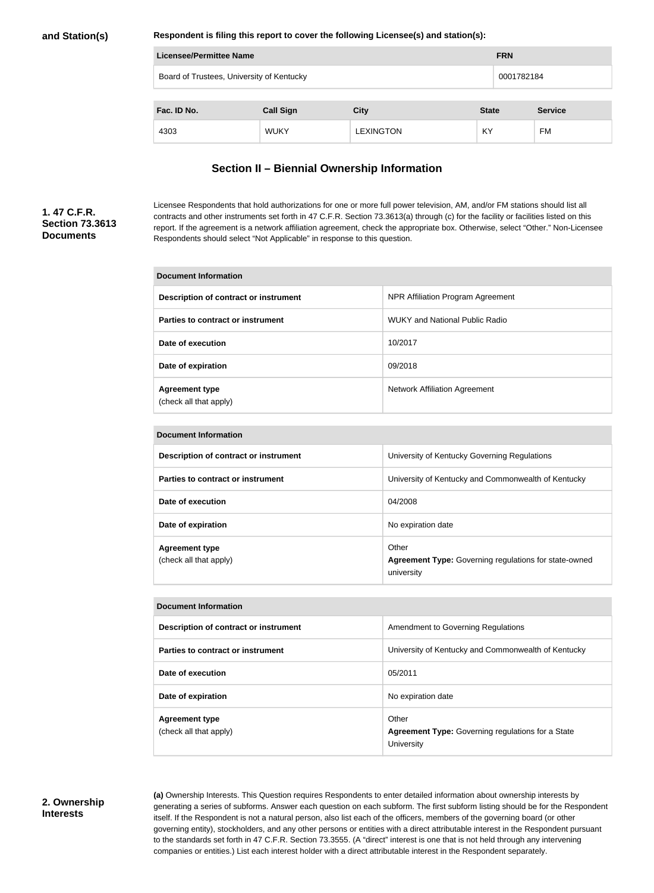**and Station(s)**

**Respondent is filing this report to cover the following Licensee(s) and station(s):**

| Licensee/Permittee Name | FRN |
| --- | --- |
| Board of Trustees, University of Kentucky | 0001782184 |

| Fac. ID No. | Call Sign | City | State | Service |
| --- | --- | --- | --- | --- |
| 4303 | WUKY | LEXINGTON | KY | FM |

## Section II – Biennial Ownership Information

**1. 47 C.F.R. Section 73.3613 Documents**

Licensee Respondents that hold authorizations for one or more full power television, AM, and/or FM stations should list all contracts and other instruments set forth in 47 C.F.R. Section 73.3613(a) through (c) for the facility or facilities listed on this report. If the agreement is a network affiliation agreement, check the appropriate box. Otherwise, select "Other." Non-Licensee Respondents should select "Not Applicable" in response to this question.

| Document Information | |
| --- | --- |
| **Description of contract or instrument** | NPR Affiliation Program Agreement |
| **Parties to contract or instrument** | WUKY and National Public Radio |
| **Date of execution** | 10/2017 |
| **Date of expiration** | 09/2018 |
| **Agreement type** (check all that apply) | Network Affiliation Agreement |

| Document Information | |
| --- | --- |
| **Description of contract or instrument** | University of Kentucky Governing Regulations |
| **Parties to contract or instrument** | University of Kentucky and Commonwealth of Kentucky |
| **Date of execution** | 04/2008 |
| **Date of expiration** | No expiration date |
| **Agreement type** (check all that apply) | Other **Agreement Type:** Governing regulations for state-owned university |

| Document Information | |
| --- | --- |
| **Description of contract or instrument** | Amendment to Governing Regulations |
| **Parties to contract or instrument** | University of Kentucky and Commonwealth of Kentucky |
| **Date of execution** | 05/2011 |
| **Date of expiration** | No expiration date |
| **Agreement type** (check all that apply) | Other **Agreement Type:** Governing regulations for a State University |

**2. Ownership Interests**

**(a)** Ownership Interests. This Question requires Respondents to enter detailed information about ownership interests by generating a series of subforms. Answer each question on each subform. The first subform listing should be for the Respondent itself. If the Respondent is not a natural person, also list each of the officers, members of the governing board (or other governing entity), stockholders, and any other persons or entities with a direct attributable interest in the Respondent pursuant to the standards set forth in 47 C.F.R. Section 73.3555. (A "direct" interest is one that is not held through any intervening companies or entities.) List each interest holder with a direct attributable interest in the Respondent separately.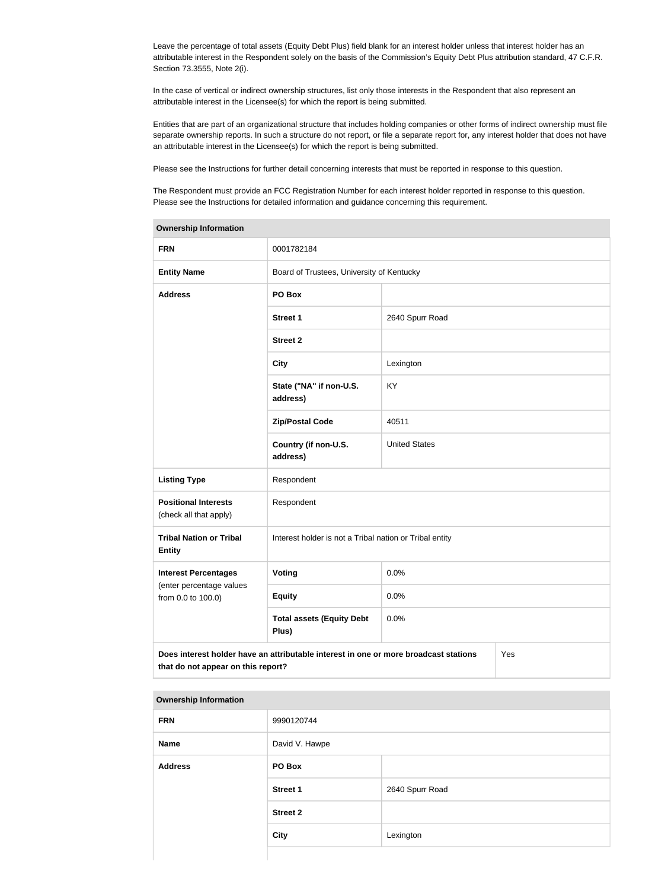Leave the percentage of total assets (Equity Debt Plus) field blank for an interest holder unless that interest holder has an attributable interest in the Respondent solely on the basis of the Commission's Equity Debt Plus attribution standard, 47 C.F.R. Section 73.3555, Note 2(i).

In the case of vertical or indirect ownership structures, list only those interests in the Respondent that also represent an attributable interest in the Licensee(s) for which the report is being submitted.

Entities that are part of an organizational structure that includes holding companies or other forms of indirect ownership must file separate ownership reports. In such a structure do not report, or file a separate report for, any interest holder that does not have an attributable interest in the Licensee(s) for which the report is being submitted.

Please see the Instructions for further detail concerning interests that must be reported in response to this question.

The Respondent must provide an FCC Registration Number for each interest holder reported in response to this question. Please see the Instructions for detailed information and guidance concerning this requirement.

| **Ownership Information** | | |
|---|---|---|
| **FRN** | 0001782184 | |
| **Entity Name** | Board of Trustees, University of Kentucky | |
| **Address** | **PO Box** | |
| | **Street 1** | 2640 Spurr Road |
| | **Street 2** | |
| | **City** | Lexington |
| | **State ("NA" if non-U.S. address)** | KY |
| | **Zip/Postal Code** | 40511 |
| | **Country (if non-U.S. address)** | United States |
| **Listing Type** | Respondent | |
| **Positional Interests** (check all that apply) | Respondent | |
| **Tribal Nation or Tribal Entity** | Interest holder is not a Tribal nation or Tribal entity | |
| **Interest Percentages** (enter percentage values from 0.0 to 100.0) | **Voting** | 0.0% |
| | **Equity** | 0.0% |
| | **Total assets (Equity Debt Plus)** | 0.0% |
| **Does interest holder have an attributable interest in one or more broadcast stations that do not appear on this report?** | | Yes |

| **Ownership Information** | | |
|---|---|---|
| **FRN** | 9990120744 | |
| **Name** | David V. Hawpe | |
| **Address** | **PO Box** | |
| | **Street 1** | 2640 Spurr Road |
| | **Street 2** | |
| | **City** | Lexington |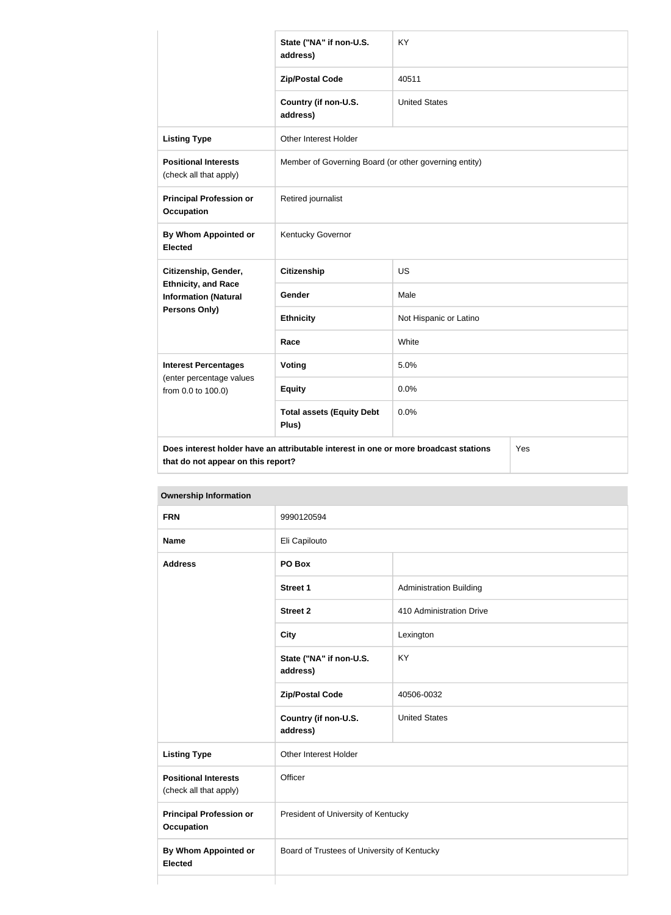| | | |
|---|---|---|
| | State ("NA" if non-U.S. address) | KY |
| | Zip/Postal Code | 40511 |
| | Country (if non-U.S. address) | United States |
| **Listing Type** | Other Interest Holder | |
| **Positional Interests** (check all that apply) | Member of Governing Board (or other governing entity) | |
| **Principal Profession or Occupation** | Retired journalist | |
| **By Whom Appointed or Elected** | Kentucky Governor | |
| **Citizenship, Gender, Ethnicity, and Race Information (Natural Persons Only)** | **Citizenship** | US |
| | **Gender** | Male |
| | **Ethnicity** | Not Hispanic or Latino |
| | **Race** | White |
| **Interest Percentages** (enter percentage values from 0.0 to 100.0) | **Voting** | 5.0% |
| | **Equity** | 0.0% |
| | **Total assets (Equity Debt Plus)** | 0.0% |
| **Does interest holder have an attributable interest in one or more broadcast stations that do not appear on this report?** | | Yes |

**Ownership Information**

| | | |
|---|---|---|
| **FRN** | 9990120594 | |
| **Name** | Eli Capilouto | |
| **Address** | **PO Box** | |
| | **Street 1** | Administration Building |
| | **Street 2** | 410 Administration Drive |
| | **City** | Lexington |
| | **State ("NA" if non-U.S. address)** | KY |
| | **Zip/Postal Code** | 40506-0032 |
| | **Country (if non-U.S. address)** | United States |
| **Listing Type** | Other Interest Holder | |
| **Positional Interests** (check all that apply) | Officer | |
| **Principal Profession or Occupation** | President of University of Kentucky | |
| **By Whom Appointed or Elected** | Board of Trustees of University of Kentucky | |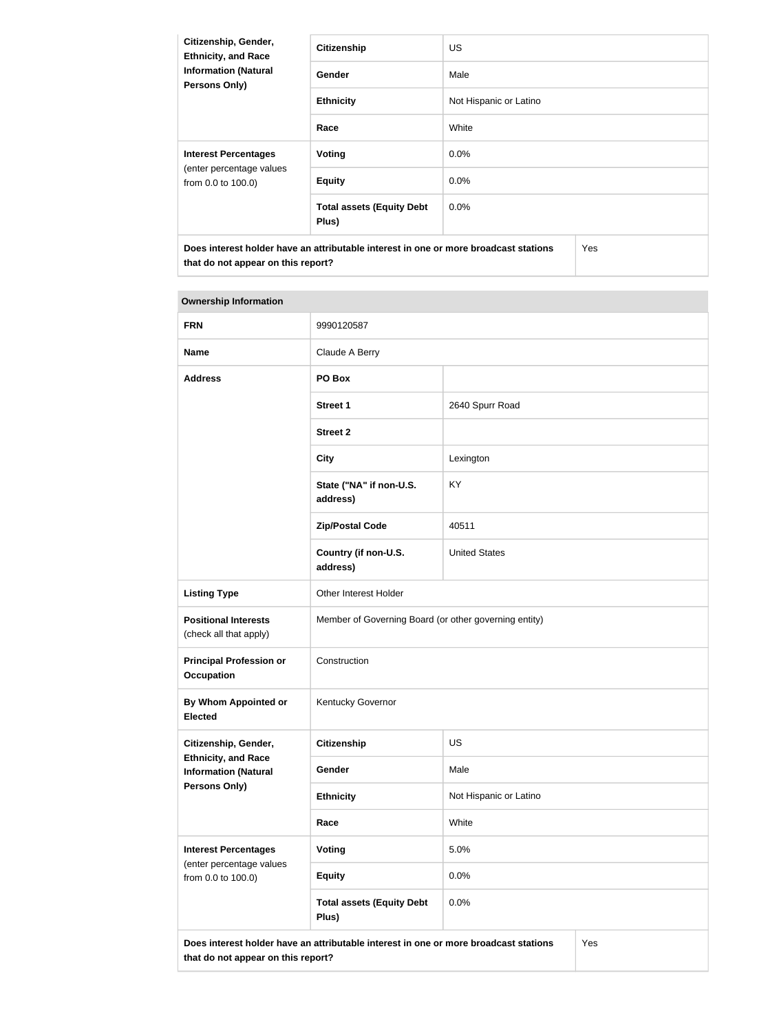| Citizenship, Gender, Ethnicity, and Race Information (Natural Persons Only) | Citizenship | US |
|---|---|---|
| | Gender | Male |
| | Ethnicity | Not Hispanic or Latino |
| | Race | White |
| **Interest Percentages** (enter percentage values from 0.0 to 100.0) | Voting | 0.0% |
| | Equity | 0.0% |
| | Total assets (Equity Debt Plus) | 0.0% |
| Does interest holder have an attributable interest in one or more broadcast stations that do not appear on this report? | | Yes |

| Ownership Information | | |
|---|---|---|
| **FRN** | 9990120587 | |
| **Name** | Claude A Berry | |
| **Address** | PO Box | |
| | Street 1 | 2640 Spurr Road |
| | Street 2 | |
| | City | Lexington |
| | State ("NA" if non-U.S. address) | KY |
| | Zip/Postal Code | 40511 |
| | Country (if non-U.S. address) | United States |
| **Listing Type** | Other Interest Holder | |
| **Positional Interests** (check all that apply) | Member of Governing Board (or other governing entity) | |
| **Principal Profession or Occupation** | Construction | |
| **By Whom Appointed or Elected** | Kentucky Governor | |
| **Citizenship, Gender, Ethnicity, and Race Information (Natural Persons Only)** | Citizenship | US |
| | Gender | Male |
| | Ethnicity | Not Hispanic or Latino |
| | Race | White |
| **Interest Percentages** (enter percentage values from 0.0 to 100.0) | Voting | 5.0% |
| | Equity | 0.0% |
| | Total assets (Equity Debt Plus) | 0.0% |
| Does interest holder have an attributable interest in one or more broadcast stations that do not appear on this report? | | Yes |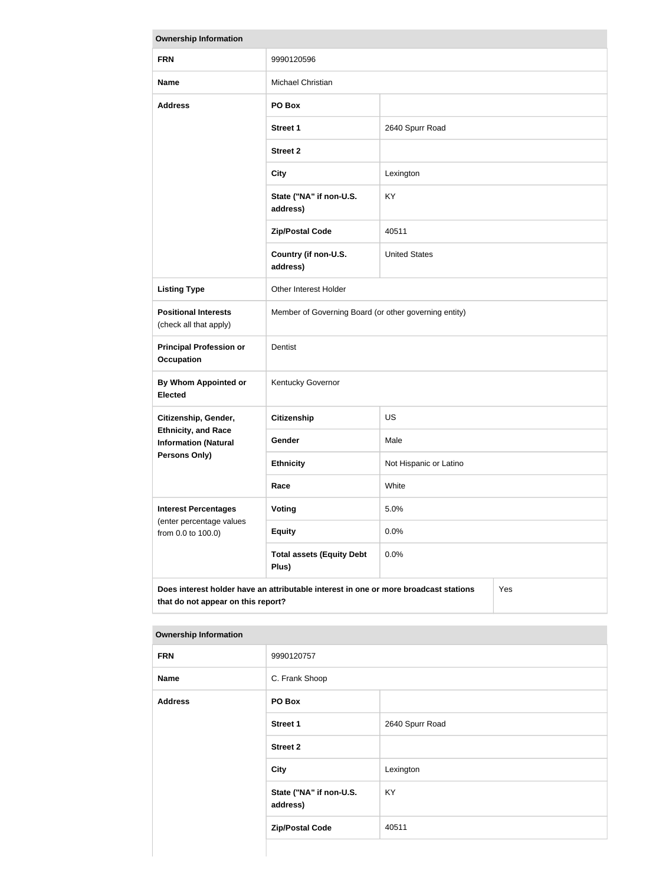| Ownership Information | | |
|---|---|---|
| **FRN** | 9990120596 | |
| **Name** | Michael Christian | |
| **Address** | **PO Box** | |
| | **Street 1** | 2640 Spurr Road |
| | **Street 2** | |
| | **City** | Lexington |
| | **State ("NA" if non-U.S. address)** | KY |
| | **Zip/Postal Code** | 40511 |
| | **Country (if non-U.S. address)** | United States |
| **Listing Type** | Other Interest Holder | |
| **Positional Interests** (check all that apply) | Member of Governing Board (or other governing entity) | |
| **Principal Profession or Occupation** | Dentist | |
| **By Whom Appointed or Elected** | Kentucky Governor | |
| **Citizenship, Gender, Ethnicity, and Race Information (Natural Persons Only)** | **Citizenship** | US |
| | **Gender** | Male |
| | **Ethnicity** | Not Hispanic or Latino |
| | **Race** | White |
| **Interest Percentages** (enter percentage values from 0.0 to 100.0) | **Voting** | 5.0% |
| | **Equity** | 0.0% |
| | **Total assets (Equity Debt Plus)** | 0.0% |
| **Does interest holder have an attributable interest in one or more broadcast stations that do not appear on this report?** | | Yes |

| Ownership Information | | |
|---|---|---|
| **FRN** | 9990120757 | |
| **Name** | C. Frank Shoop | |
| **Address** | **PO Box** | |
| | **Street 1** | 2640 Spurr Road |
| | **Street 2** | |
| | **City** | Lexington |
| | **State ("NA" if non-U.S. address)** | KY |
| | **Zip/Postal Code** | 40511 |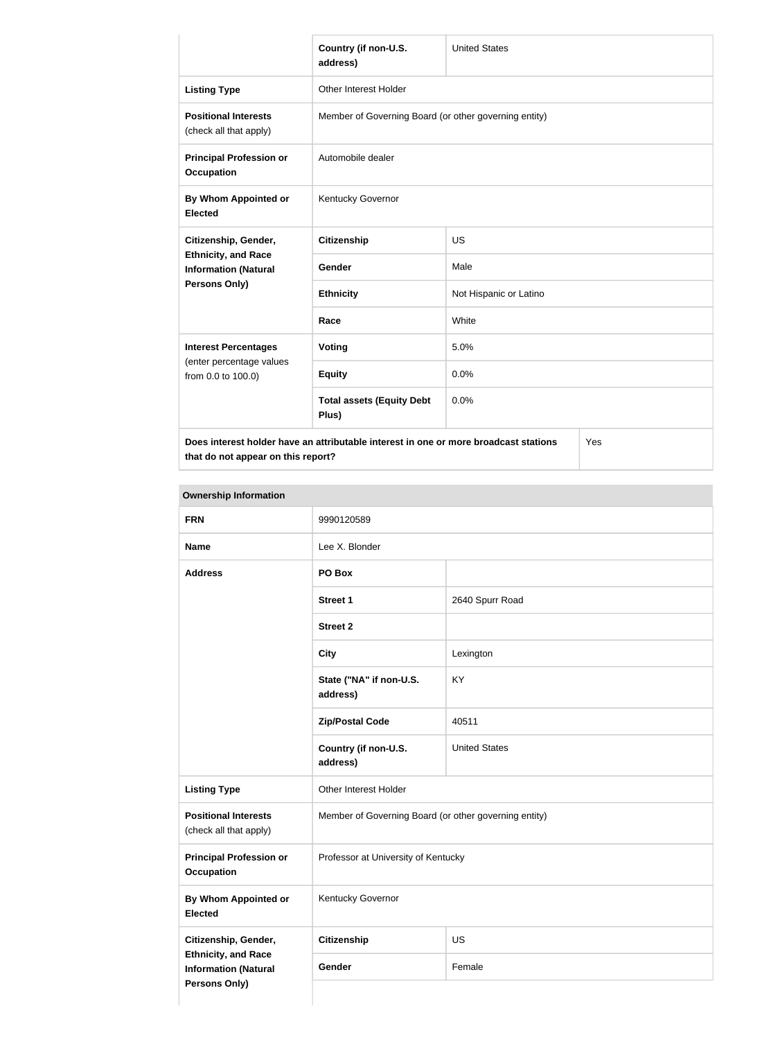| | Country (if non-U.S. address) | United States |
|---|---|---|
| **Listing Type** | Other Interest Holder | |
| **Positional Interests** (check all that apply) | Member of Governing Board (or other governing entity) | |
| **Principal Profession or Occupation** | Automobile dealer | |
| **By Whom Appointed or Elected** | Kentucky Governor | |
| **Citizenship, Gender, Ethnicity, and Race Information (Natural Persons Only)** | **Citizenship** | US |
| | **Gender** | Male |
| | **Ethnicity** | Not Hispanic or Latino |
| | **Race** | White |
| **Interest Percentages** (enter percentage values from 0.0 to 100.0) | **Voting** | 5.0% |
| | **Equity** | 0.0% |
| | **Total assets (Equity Debt Plus)** | 0.0% |
| **Does interest holder have an attributable interest in one or more broadcast stations that do not appear on this report?** | | Yes |

**Ownership Information**

| | | |
|---|---|---|
| **FRN** | 9990120589 | |
| **Name** | Lee X. Blonder | |
| **Address** | **PO Box** | |
| | **Street 1** | 2640 Spurr Road |
| | **Street 2** | |
| | **City** | Lexington |
| | **State ("NA" if non-U.S. address)** | KY |
| | **Zip/Postal Code** | 40511 |
| | **Country (if non-U.S. address)** | United States |
| **Listing Type** | Other Interest Holder | |
| **Positional Interests** (check all that apply) | Member of Governing Board (or other governing entity) | |
| **Principal Profession or Occupation** | Professor at University of Kentucky | |
| **By Whom Appointed or Elected** | Kentucky Governor | |
| **Citizenship, Gender, Ethnicity, and Race Information (Natural Persons Only)** | **Citizenship** | US |
| | **Gender** | Female |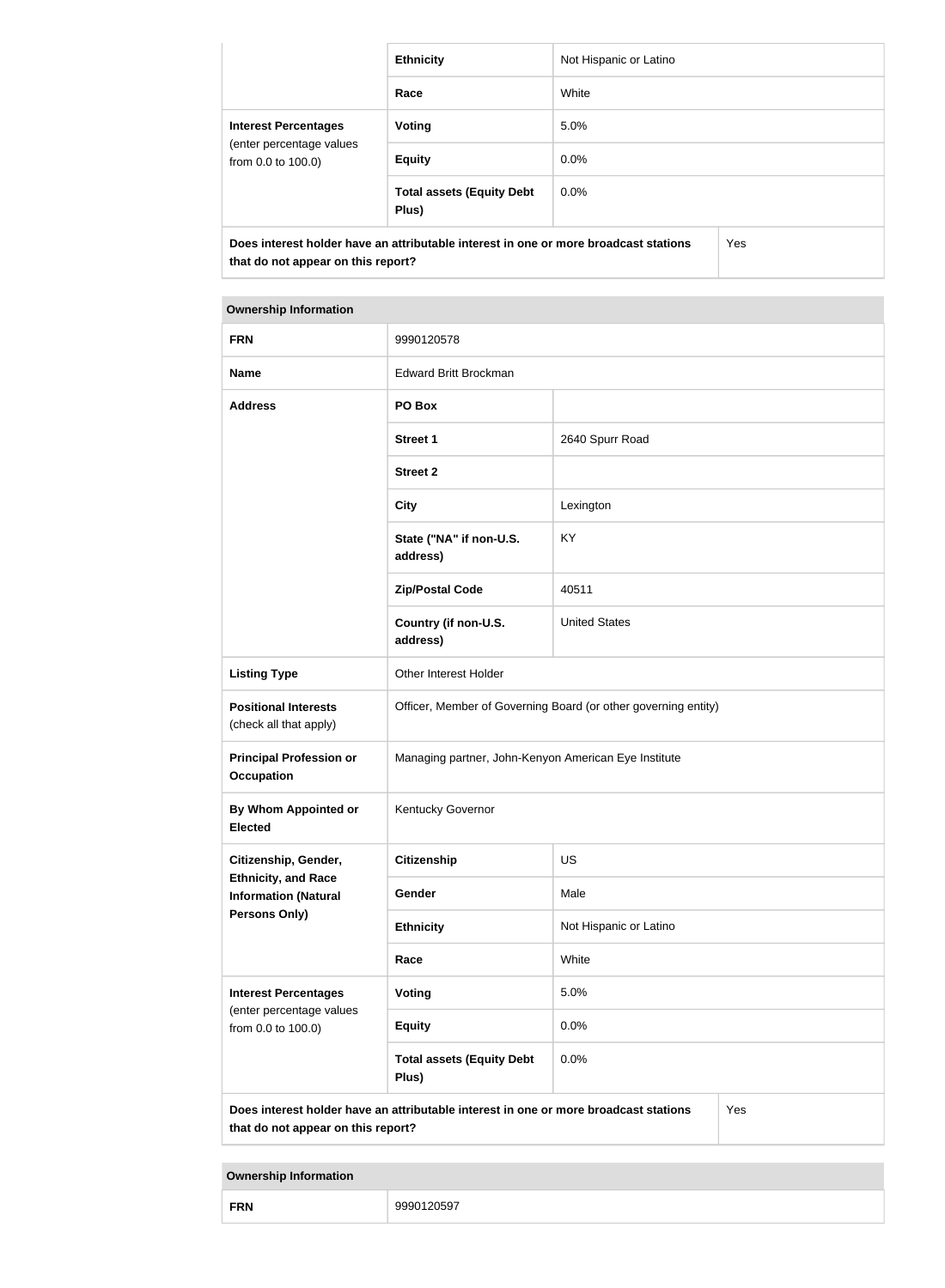| | | |
|---|---|---|
| | **Ethnicity** | Not Hispanic or Latino |
| | **Race** | White |
| **Interest Percentages** (enter percentage values from 0.0 to 100.0) | **Voting** | 5.0% |
| | **Equity** | 0.0% |
| | **Total assets (Equity Debt Plus)** | 0.0% |
| **Does interest holder have an attributable interest in one or more broadcast stations that do not appear on this report?** | | Yes |

| **Ownership Information** | | |
|---|---|---|
| **FRN** | 9990120578 | |
| **Name** | Edward Britt Brockman | |
| **Address** | **PO Box** | |
| | **Street 1** | 2640 Spurr Road |
| | **Street 2** | |
| | **City** | Lexington |
| | **State ("NA" if non-U.S. address)** | KY |
| | **Zip/Postal Code** | 40511 |
| | **Country (if non-U.S. address)** | United States |
| **Listing Type** | Other Interest Holder | |
| **Positional Interests** (check all that apply) | Officer, Member of Governing Board (or other governing entity) | |
| **Principal Profession or Occupation** | Managing partner, John-Kenyon American Eye Institute | |
| **By Whom Appointed or Elected** | Kentucky Governor | |
| **Citizenship, Gender, Ethnicity, and Race Information (Natural Persons Only)** | **Citizenship** | US |
| | **Gender** | Male |
| | **Ethnicity** | Not Hispanic or Latino |
| | **Race** | White |
| **Interest Percentages** (enter percentage values from 0.0 to 100.0) | **Voting** | 5.0% |
| | **Equity** | 0.0% |
| | **Total assets (Equity Debt Plus)** | 0.0% |
| **Does interest holder have an attributable interest in one or more broadcast stations that do not appear on this report?** | | Yes |

| **Ownership Information** | |
|---|---|
| **FRN** | 9990120597 |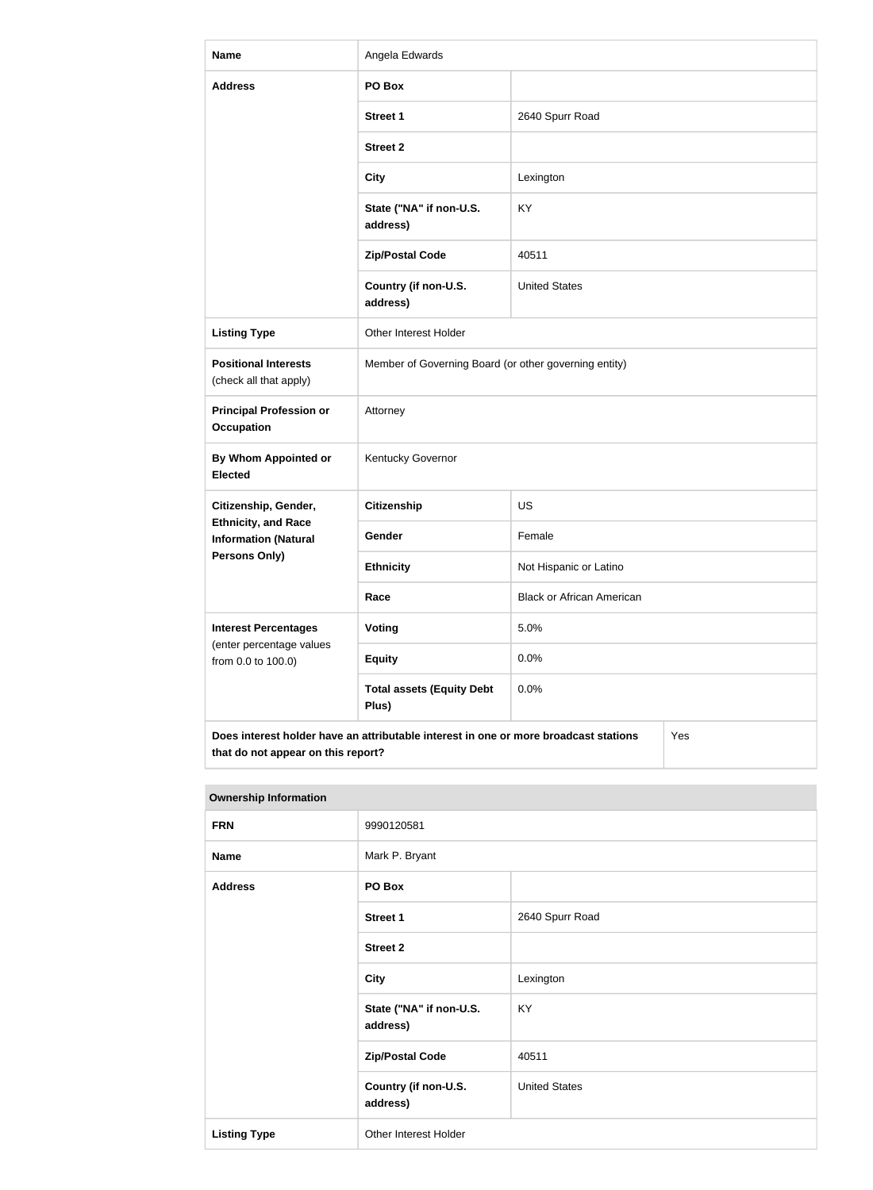| Name | Angela Edwards | |
|---|---|---|
| Address | PO Box | |
| | Street 1 | 2640 Spurr Road |
| | Street 2 | |
| | City | Lexington |
| | State ("NA" if non-U.S. address) | KY |
| | Zip/Postal Code | 40511 |
| | Country (if non-U.S. address) | United States |
| Listing Type | Other Interest Holder | |
| Positional Interests (check all that apply) | Member of Governing Board (or other governing entity) | |
| Principal Profession or Occupation | Attorney | |
| By Whom Appointed or Elected | Kentucky Governor | |
| Citizenship, Gender, Ethnicity, and Race Information (Natural Persons Only) | Citizenship | US |
| | Gender | Female |
| | Ethnicity | Not Hispanic or Latino |
| | Race | Black or African American |
| Interest Percentages (enter percentage values from 0.0 to 100.0) | Voting | 5.0% |
| | Equity | 0.0% |
| | Total assets (Equity Debt Plus) | 0.0% |
| Does interest holder have an attributable interest in one or more broadcast stations that do not appear on this report? | | Yes |

| Ownership Information | | |
|---|---|---|
| FRN | 9990120581 | |
| Name | Mark P. Bryant | |
| Address | PO Box | |
| | Street 1 | 2640 Spurr Road |
| | Street 2 | |
| | City | Lexington |
| | State ("NA" if non-U.S. address) | KY |
| | Zip/Postal Code | 40511 |
| | Country (if non-U.S. address) | United States |
| Listing Type | Other Interest Holder | |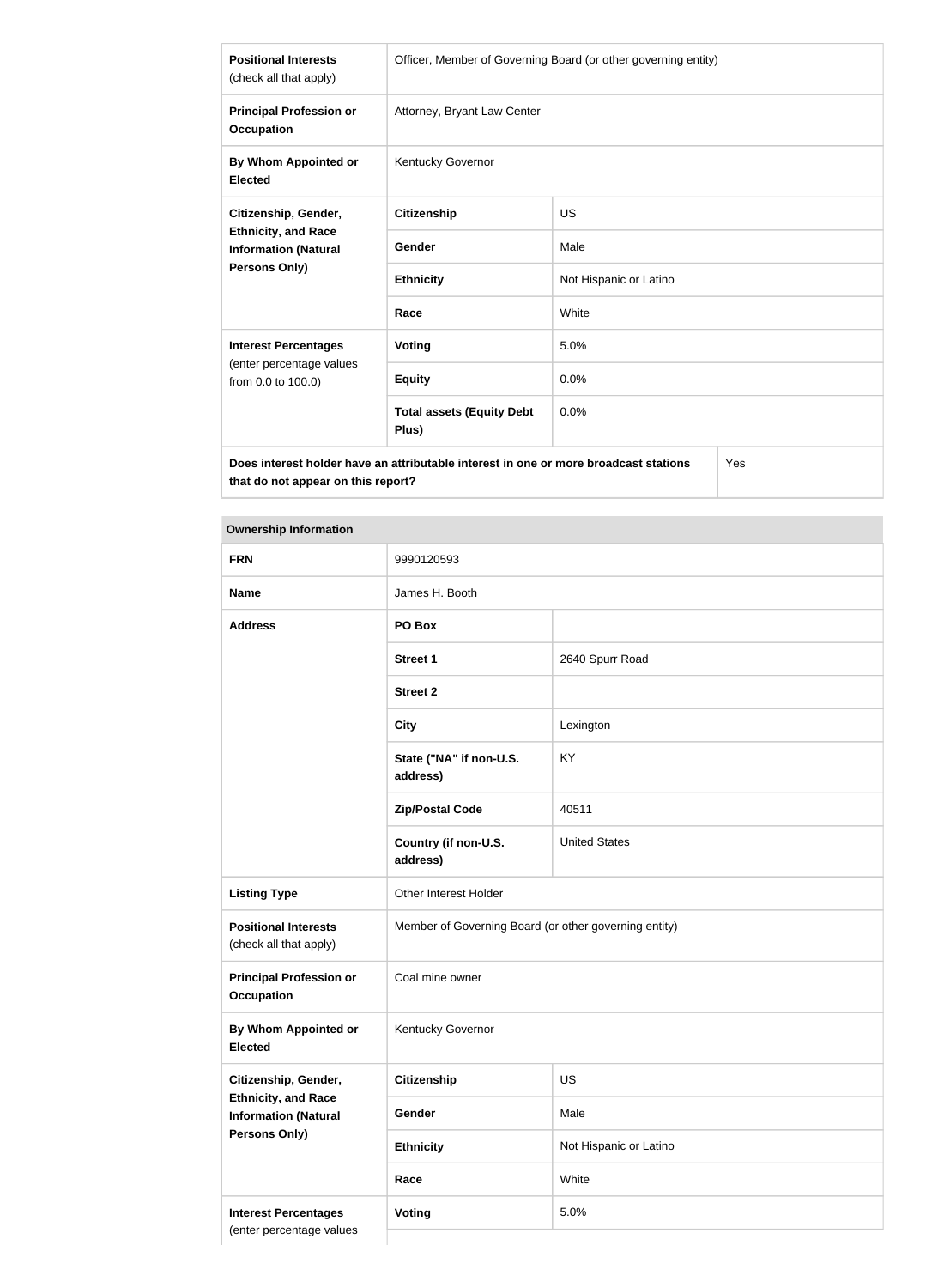| | | |
|---|---|---|
| **Positional Interests** (check all that apply) | Officer, Member of Governing Board (or other governing entity) | |
| **Principal Profession or Occupation** | Attorney, Bryant Law Center | |
| **By Whom Appointed or Elected** | Kentucky Governor | |
| **Citizenship, Gender, Ethnicity, and Race Information (Natural Persons Only)** | **Citizenship** | US |
| | **Gender** | Male |
| | **Ethnicity** | Not Hispanic or Latino |
| | **Race** | White |
| **Interest Percentages** (enter percentage values from 0.0 to 100.0) | **Voting** | 5.0% |
| | **Equity** | 0.0% |
| | **Total assets (Equity Debt Plus)** | 0.0% |
| **Does interest holder have an attributable interest in one or more broadcast stations that do not appear on this report?** | | Yes |

| **Ownership Information** | | |
|---|---|---|
| **FRN** | 9990120593 | |
| **Name** | James H. Booth | |
| **Address** | **PO Box** | |
| | **Street 1** | 2640 Spurr Road |
| | **Street 2** | |
| | **City** | Lexington |
| | **State ("NA" if non-U.S. address)** | KY |
| | **Zip/Postal Code** | 40511 |
| | **Country (if non-U.S. address)** | United States |
| **Listing Type** | Other Interest Holder | |
| **Positional Interests** (check all that apply) | Member of Governing Board (or other governing entity) | |
| **Principal Profession or Occupation** | Coal mine owner | |
| **By Whom Appointed or Elected** | Kentucky Governor | |
| **Citizenship, Gender, Ethnicity, and Race Information (Natural Persons Only)** | **Citizenship** | US |
| | **Gender** | Male |
| | **Ethnicity** | Not Hispanic or Latino |
| | **Race** | White |
| **Interest Percentages** (enter percentage values | **Voting** | 5.0% |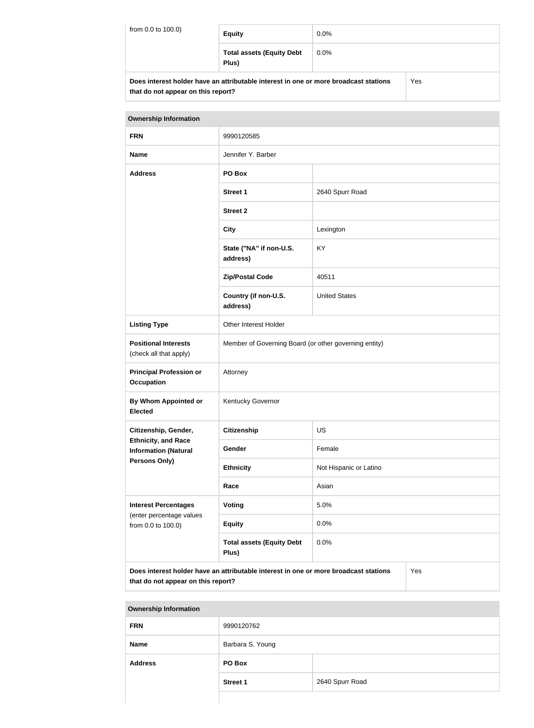| from 0.0 to 100.0) | Equity | 0.0% |
|---|---|---|
| | Total assets (Equity Debt Plus) | 0.0% |
| Does interest holder have an attributable interest in one or more broadcast stations that do not appear on this report? | | Yes |

| Ownership Information | | |
|---|---|---|
| FRN | 9990120585 | |
| Name | Jennifer Y. Barber | |
| Address | PO Box | |
| | Street 1 | 2640 Spurr Road |
| | Street 2 | |
| | City | Lexington |
| | State ("NA" if non-U.S. address) | KY |
| | Zip/Postal Code | 40511 |
| | Country (if non-U.S. address) | United States |
| Listing Type | Other Interest Holder | |
| Positional Interests (check all that apply) | Member of Governing Board (or other governing entity) | |
| Principal Profession or Occupation | Attorney | |
| By Whom Appointed or Elected | Kentucky Governor | |
| Citizenship, Gender, Ethnicity, and Race Information (Natural Persons Only) | Citizenship | US |
| | Gender | Female |
| | Ethnicity | Not Hispanic or Latino |
| | Race | Asian |
| Interest Percentages (enter percentage values from 0.0 to 100.0) | Voting | 5.0% |
| | Equity | 0.0% |
| | Total assets (Equity Debt Plus) | 0.0% |
| Does interest holder have an attributable interest in one or more broadcast stations that do not appear on this report? | | Yes |

| Ownership Information | | |
|---|---|---|
| FRN | 9990120762 | |
| Name | Barbara S. Young | |
| Address | PO Box | |
| | Street 1 | 2640 Spurr Road |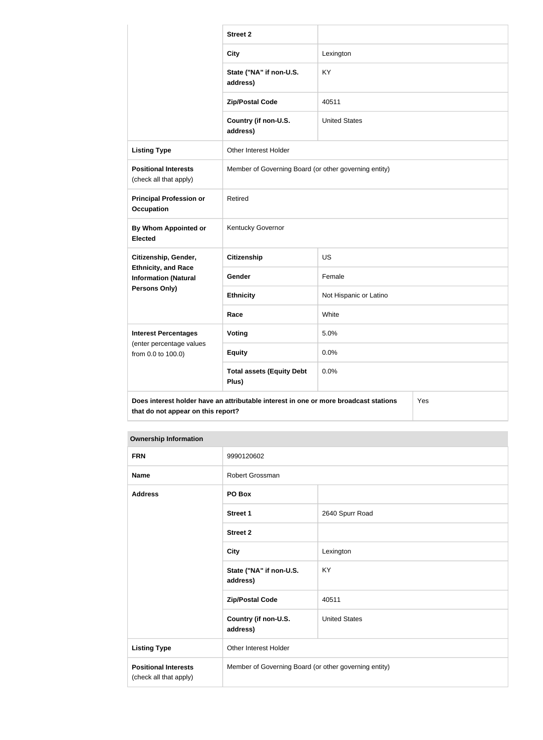| | Street 2 | |
|---|---|---|
| | City | Lexington |
| | State ("NA" if non-U.S. address) | KY |
| | Zip/Postal Code | 40511 |
| | Country (if non-U.S. address) | United States |
| **Listing Type** | Other Interest Holder | |
| **Positional Interests** (check all that apply) | Member of Governing Board (or other governing entity) | |
| **Principal Profession or Occupation** | Retired | |
| **By Whom Appointed or Elected** | Kentucky Governor | |
| **Citizenship, Gender, Ethnicity, and Race Information (Natural Persons Only)** | Citizenship | US |
| | Gender | Female |
| | Ethnicity | Not Hispanic or Latino |
| | Race | White |
| **Interest Percentages** (enter percentage values from 0.0 to 100.0) | Voting | 5.0% |
| | Equity | 0.0% |
| | Total assets (Equity Debt Plus) | 0.0% |
| **Does interest holder have an attributable interest in one or more broadcast stations that do not appear on this report?** | | Yes |

| Ownership Information | | |
|---|---|---|
| **FRN** | 9990120602 | |
| **Name** | Robert Grossman | |
| **Address** | PO Box | |
| | Street 1 | 2640 Spurr Road |
| | Street 2 | |
| | City | Lexington |
| | State ("NA" if non-U.S. address) | KY |
| | Zip/Postal Code | 40511 |
| | Country (if non-U.S. address) | United States |
| **Listing Type** | Other Interest Holder | |
| **Positional Interests** (check all that apply) | Member of Governing Board (or other governing entity) | |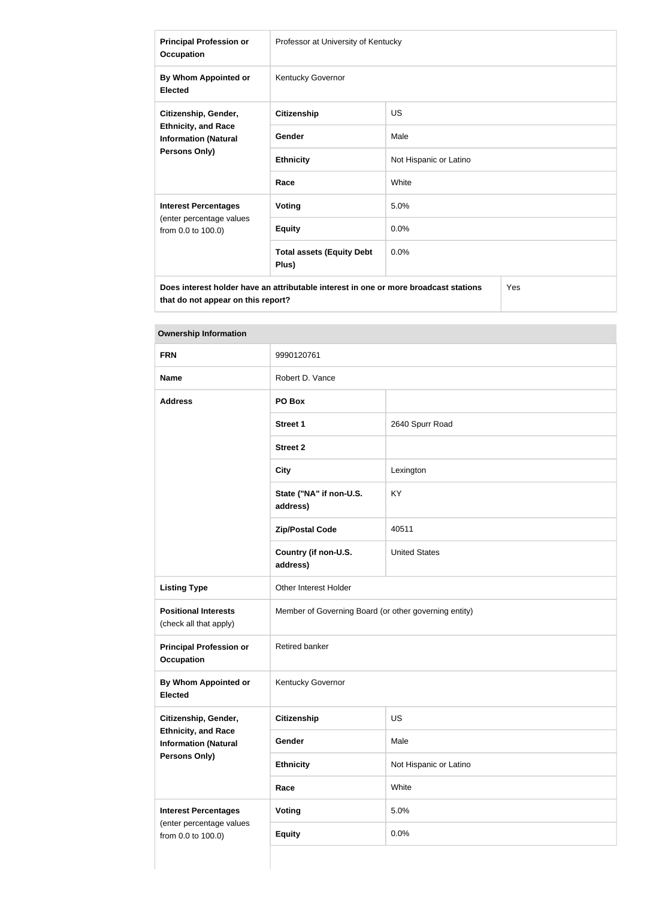| | | |
|---|---|---|
| **Principal Profession or Occupation** | Professor at University of Kentucky | |
| **By Whom Appointed or Elected** | Kentucky Governor | |
| **Citizenship, Gender, Ethnicity, and Race Information (Natural Persons Only)** | **Citizenship** | US |
| | **Gender** | Male |
| | **Ethnicity** | Not Hispanic or Latino |
| | **Race** | White |
| **Interest Percentages** (enter percentage values from 0.0 to 100.0) | **Voting** | 5.0% |
| | **Equity** | 0.0% |
| | **Total assets (Equity Debt Plus)** | 0.0% |
| **Does interest holder have an attributable interest in one or more broadcast stations that do not appear on this report?** | | Yes |

| **Ownership Information** | | |
|---|---|---|
| **FRN** | 9990120761 | |
| **Name** | Robert D. Vance | |
| **Address** | **PO Box** | |
| | **Street 1** | 2640 Spurr Road |
| | **Street 2** | |
| | **City** | Lexington |
| | **State ("NA" if non-U.S. address)** | KY |
| | **Zip/Postal Code** | 40511 |
| | **Country (if non-U.S. address)** | United States |
| **Listing Type** | Other Interest Holder | |
| **Positional Interests** (check all that apply) | Member of Governing Board (or other governing entity) | |
| **Principal Profession or Occupation** | Retired banker | |
| **By Whom Appointed or Elected** | Kentucky Governor | |
| **Citizenship, Gender, Ethnicity, and Race Information (Natural Persons Only)** | **Citizenship** | US |
| | **Gender** | Male |
| | **Ethnicity** | Not Hispanic or Latino |
| | **Race** | White |
| **Interest Percentages** (enter percentage values from 0.0 to 100.0) | **Voting** | 5.0% |
| | **Equity** | 0.0% |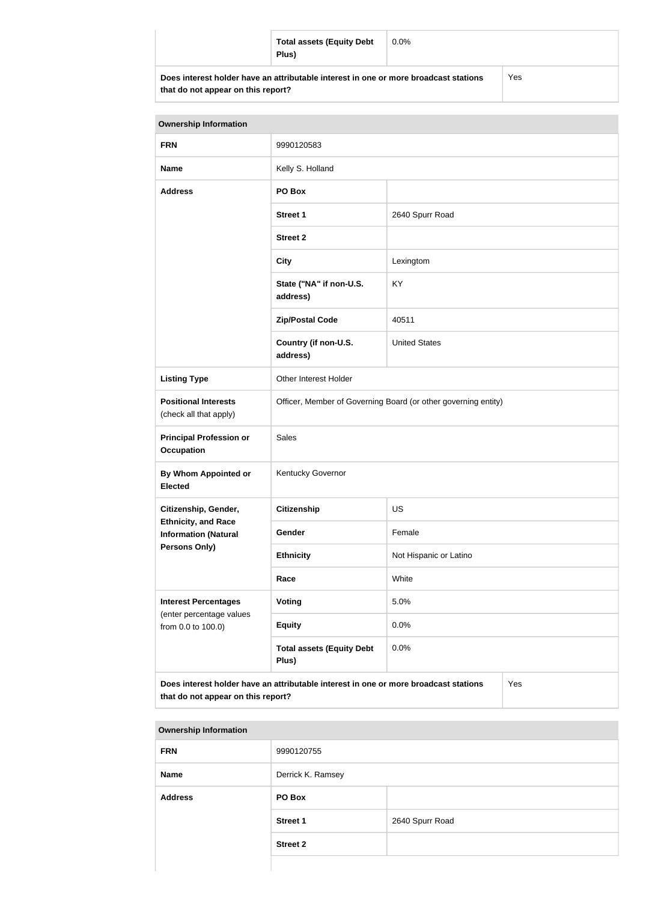| | Total assets (Equity Debt Plus) | 0.0% |
|---|---|---|
| **Does interest holder have an attributable interest in one or more broadcast stations that do not appear on this report?** | | Yes |

| Ownership Information | | |
|---|---|---|
| **FRN** | 9990120583 | |
| **Name** | Kelly S. Holland | |
| **Address** | **PO Box** | |
| | **Street 1** | 2640 Spurr Road |
| | **Street 2** | |
| | **City** | Lexingtom |
| | **State ("NA" if non-U.S. address)** | KY |
| | **Zip/Postal Code** | 40511 |
| | **Country (if non-U.S. address)** | United States |
| **Listing Type** | Other Interest Holder | |
| **Positional Interests** (check all that apply) | Officer, Member of Governing Board (or other governing entity) | |
| **Principal Profession or Occupation** | Sales | |
| **By Whom Appointed or Elected** | Kentucky Governor | |
| **Citizenship, Gender, Ethnicity, and Race Information (Natural Persons Only)** | **Citizenship** | US |
| | **Gender** | Female |
| | **Ethnicity** | Not Hispanic or Latino |
| | **Race** | White |
| **Interest Percentages** (enter percentage values from 0.0 to 100.0) | **Voting** | 5.0% |
| | **Equity** | 0.0% |
| | **Total assets (Equity Debt Plus)** | 0.0% |
| **Does interest holder have an attributable interest in one or more broadcast stations that do not appear on this report?** | | Yes |

| Ownership Information | | |
|---|---|---|
| **FRN** | 9990120755 | |
| **Name** | Derrick K. Ramsey | |
| **Address** | **PO Box** | |
| | **Street 1** | 2640 Spurr Road |
| | **Street 2** | |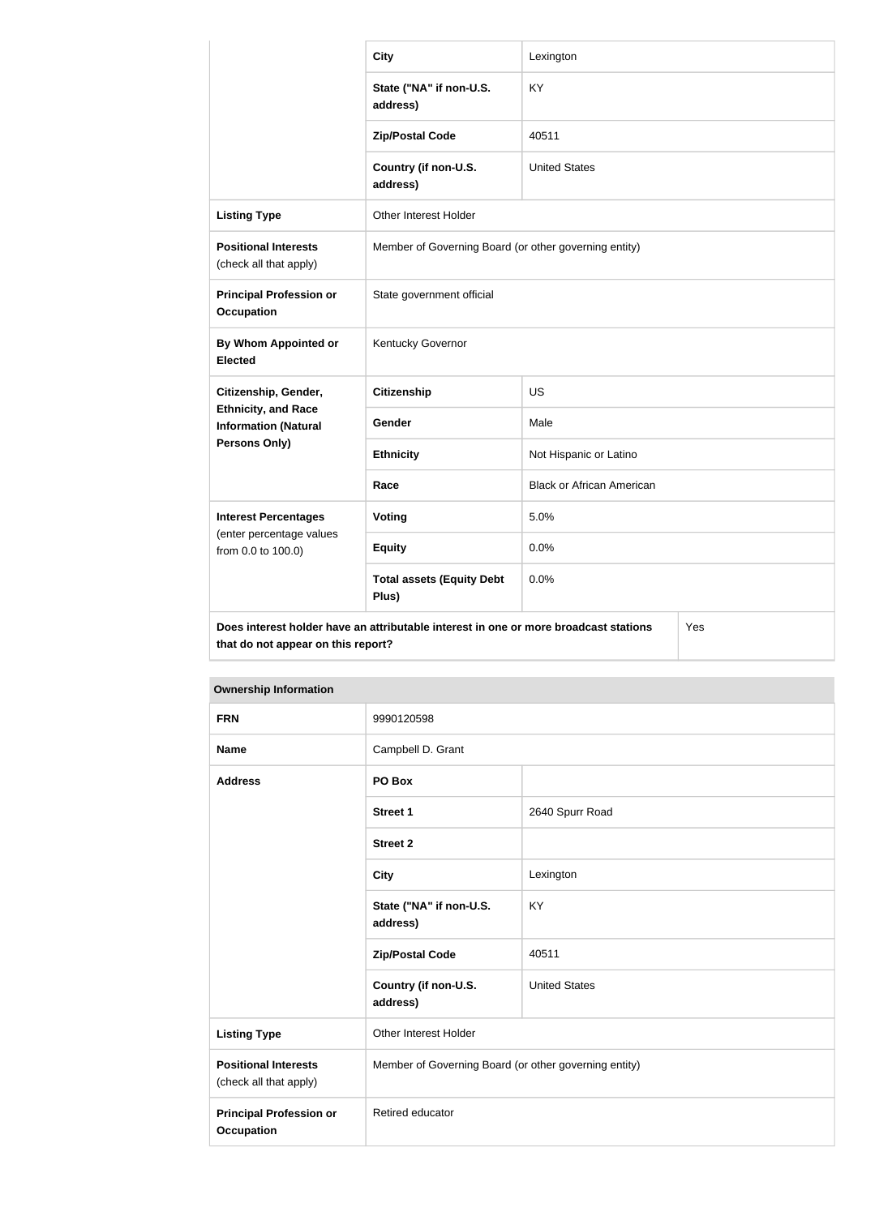| | | |
|---|---|---|
| | **City** | Lexington |
| | **State ("NA" if non-U.S. address)** | KY |
| | **Zip/Postal Code** | 40511 |
| | **Country (if non-U.S. address)** | United States |
| **Listing Type** | Other Interest Holder | |
| **Positional Interests** (check all that apply) | Member of Governing Board (or other governing entity) | |
| **Principal Profession or Occupation** | State government official | |
| **By Whom Appointed or Elected** | Kentucky Governor | |
| **Citizenship, Gender, Ethnicity, and Race Information (Natural Persons Only)** | **Citizenship** | US |
| | **Gender** | Male |
| | **Ethnicity** | Not Hispanic or Latino |
| | **Race** | Black or African American |
| **Interest Percentages** (enter percentage values from 0.0 to 100.0) | **Voting** | 5.0% |
| | **Equity** | 0.0% |
| | **Total assets (Equity Debt Plus)** | 0.0% |
| **Does interest holder have an attributable interest in one or more broadcast stations that do not appear on this report?** | | Yes |

| **Ownership Information** | | |
|---|---|---|
| **FRN** | 9990120598 | |
| **Name** | Campbell D. Grant | |
| **Address** | **PO Box** | |
| | **Street 1** | 2640 Spurr Road |
| | **Street 2** | |
| | **City** | Lexington |
| | **State ("NA" if non-U.S. address)** | KY |
| | **Zip/Postal Code** | 40511 |
| | **Country (if non-U.S. address)** | United States |
| **Listing Type** | Other Interest Holder | |
| **Positional Interests** (check all that apply) | Member of Governing Board (or other governing entity) | |
| **Principal Profession or Occupation** | Retired educator | |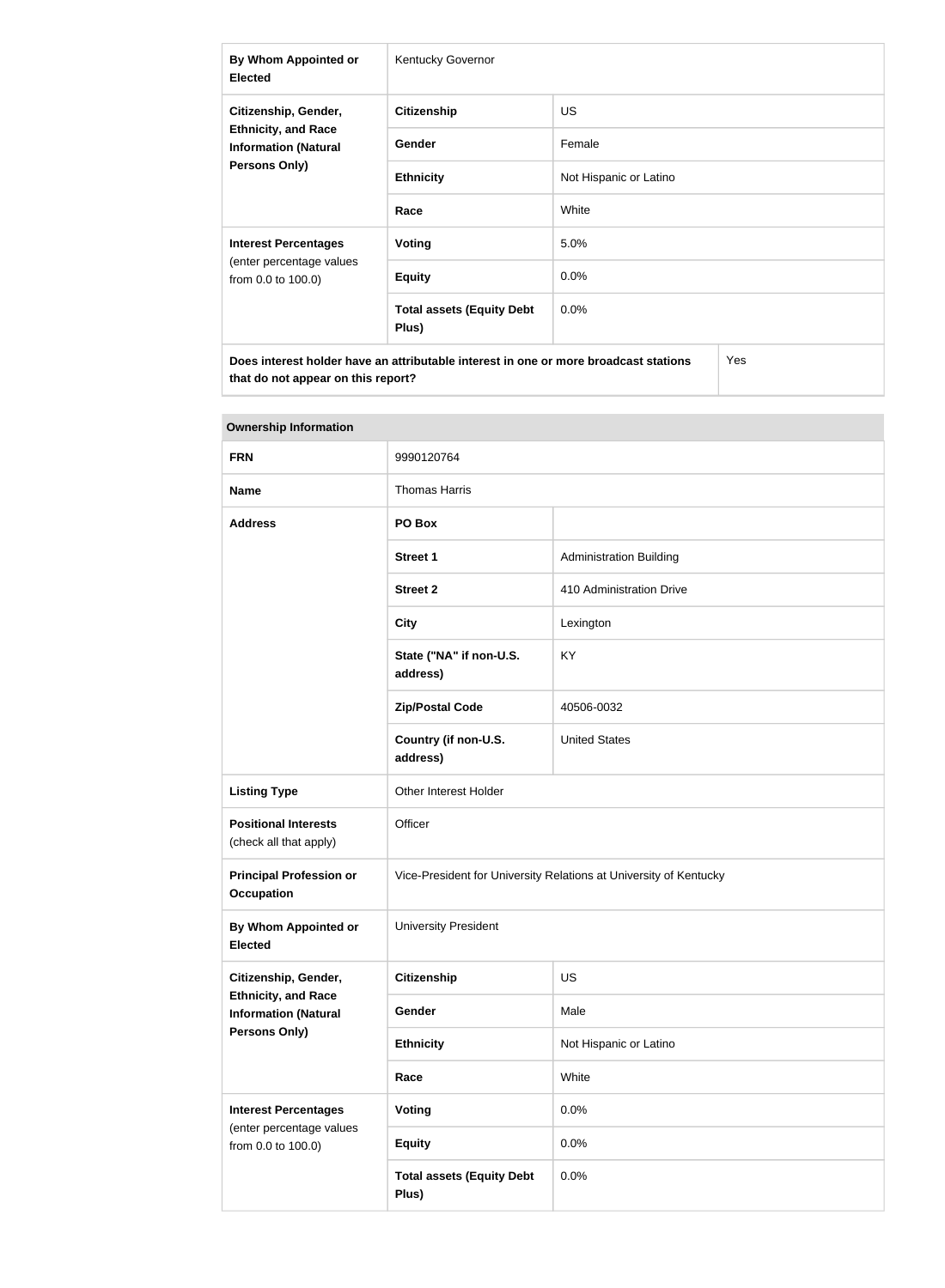| By Whom Appointed or Elected | Kentucky Governor | |
|---|---|---|
| Citizenship, Gender, Ethnicity, and Race Information (Natural Persons Only) | Citizenship | US |
| | Gender | Female |
| | Ethnicity | Not Hispanic or Latino |
| | Race | White |
| Interest Percentages (enter percentage values from 0.0 to 100.0) | Voting | 5.0% |
| | Equity | 0.0% |
| | Total assets (Equity Debt Plus) | 0.0% |
| Does interest holder have an attributable interest in one or more broadcast stations that do not appear on this report? | | Yes |

| Ownership Information | | |
|---|---|---|
| FRN | 9990120764 | |
| Name | Thomas Harris | |
| Address | PO Box | |
| | Street 1 | Administration Building |
| | Street 2 | 410 Administration Drive |
| | City | Lexington |
| | State ("NA" if non-U.S. address) | KY |
| | Zip/Postal Code | 40506-0032 |
| | Country (if non-U.S. address) | United States |
| Listing Type | Other Interest Holder | |
| Positional Interests (check all that apply) | Officer | |
| Principal Profession or Occupation | Vice-President for University Relations at University of Kentucky | |
| By Whom Appointed or Elected | University President | |
| Citizenship, Gender, Ethnicity, and Race Information (Natural Persons Only) | Citizenship | US |
| | Gender | Male |
| | Ethnicity | Not Hispanic or Latino |
| | Race | White |
| Interest Percentages (enter percentage values from 0.0 to 100.0) | Voting | 0.0% |
| | Equity | 0.0% |
| | Total assets (Equity Debt Plus) | 0.0% |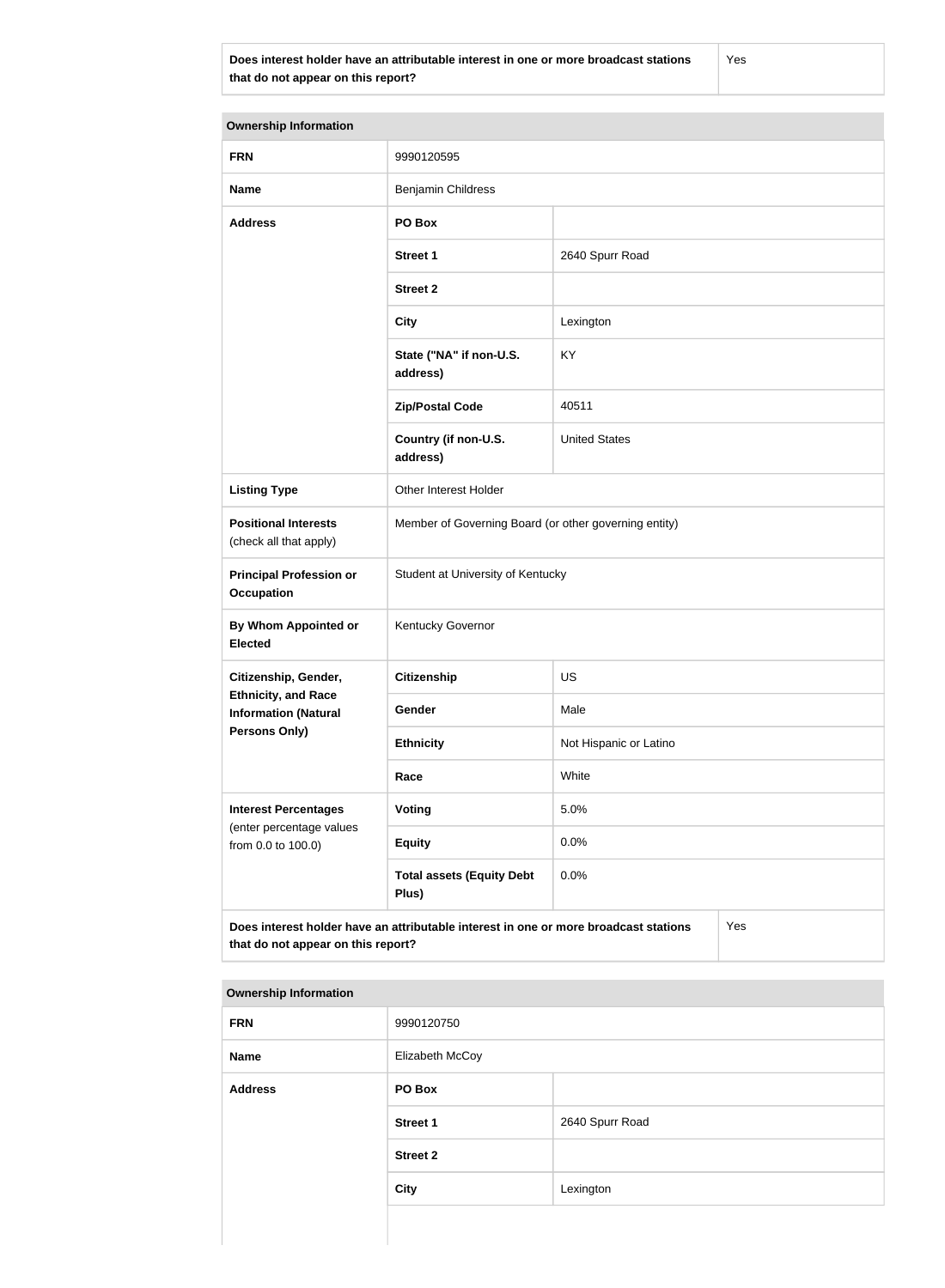| Does interest holder have an attributable interest in one or more broadcast stations that do not appear on this report? | Yes |
| --- | --- |

**Ownership Information**

| | | |
| --- | --- | --- |
| **FRN** | 9990120595 | |
| **Name** | Benjamin Childress | |
| **Address** | **PO Box** | |
| | **Street 1** | 2640 Spurr Road |
| | **Street 2** | |
| | **City** | Lexington |
| | **State ("NA" if non-U.S. address)** | KY |
| | **Zip/Postal Code** | 40511 |
| | **Country (if non-U.S. address)** | United States |
| **Listing Type** | Other Interest Holder | |
| **Positional Interests** (check all that apply) | Member of Governing Board (or other governing entity) | |
| **Principal Profession or Occupation** | Student at University of Kentucky | |
| **By Whom Appointed or Elected** | Kentucky Governor | |
| **Citizenship, Gender, Ethnicity, and Race Information (Natural Persons Only)** | **Citizenship** | US |
| | **Gender** | Male |
| | **Ethnicity** | Not Hispanic or Latino |
| | **Race** | White |
| **Interest Percentages** (enter percentage values from 0.0 to 100.0) | **Voting** | 5.0% |
| | **Equity** | 0.0% |
| | **Total assets (Equity Debt Plus)** | 0.0% |

| Does interest holder have an attributable interest in one or more broadcast stations that do not appear on this report? | Yes |
| --- | --- |

**Ownership Information**

| | | |
| --- | --- | --- |
| **FRN** | 9990120750 | |
| **Name** | Elizabeth McCoy | |
| **Address** | **PO Box** | |
| | **Street 1** | 2640 Spurr Road |
| | **Street 2** | |
| | **City** | Lexington |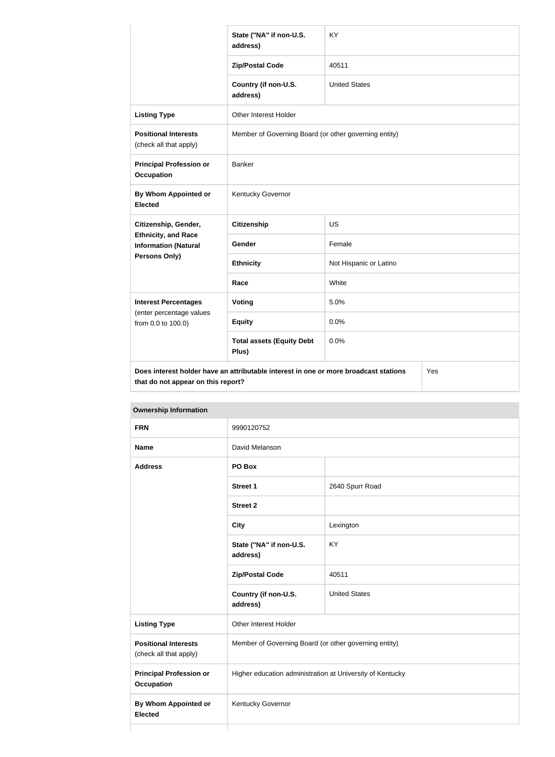| | | |
|---|---|---|
| | State ("NA" if non-U.S. address) | KY |
| | Zip/Postal Code | 40511 |
| | Country (if non-U.S. address) | United States |
| **Listing Type** | Other Interest Holder | |
| **Positional Interests** (check all that apply) | Member of Governing Board (or other governing entity) | |
| **Principal Profession or Occupation** | Banker | |
| **By Whom Appointed or Elected** | Kentucky Governor | |
| **Citizenship, Gender, Ethnicity, and Race Information (Natural Persons Only)** | **Citizenship** | US |
| | **Gender** | Female |
| | **Ethnicity** | Not Hispanic or Latino |
| | **Race** | White |
| **Interest Percentages** (enter percentage values from 0.0 to 100.0) | **Voting** | 5.0% |
| | **Equity** | 0.0% |
| | **Total assets (Equity Debt Plus)** | 0.0% |
| **Does interest holder have an attributable interest in one or more broadcast stations that do not appear on this report?** | | Yes |

| **Ownership Information** | | |
|---|---|---|
| **FRN** | 9990120752 | |
| **Name** | David Melanson | |
| **Address** | **PO Box** | |
| | **Street 1** | 2640 Spurr Road |
| | **Street 2** | |
| | **City** | Lexington |
| | **State ("NA" if non-U.S. address)** | KY |
| | **Zip/Postal Code** | 40511 |
| | **Country (if non-U.S. address)** | United States |
| **Listing Type** | Other Interest Holder | |
| **Positional Interests** (check all that apply) | Member of Governing Board (or other governing entity) | |
| **Principal Profession or Occupation** | Higher education administration at University of Kentucky | |
| **By Whom Appointed or Elected** | Kentucky Governor | |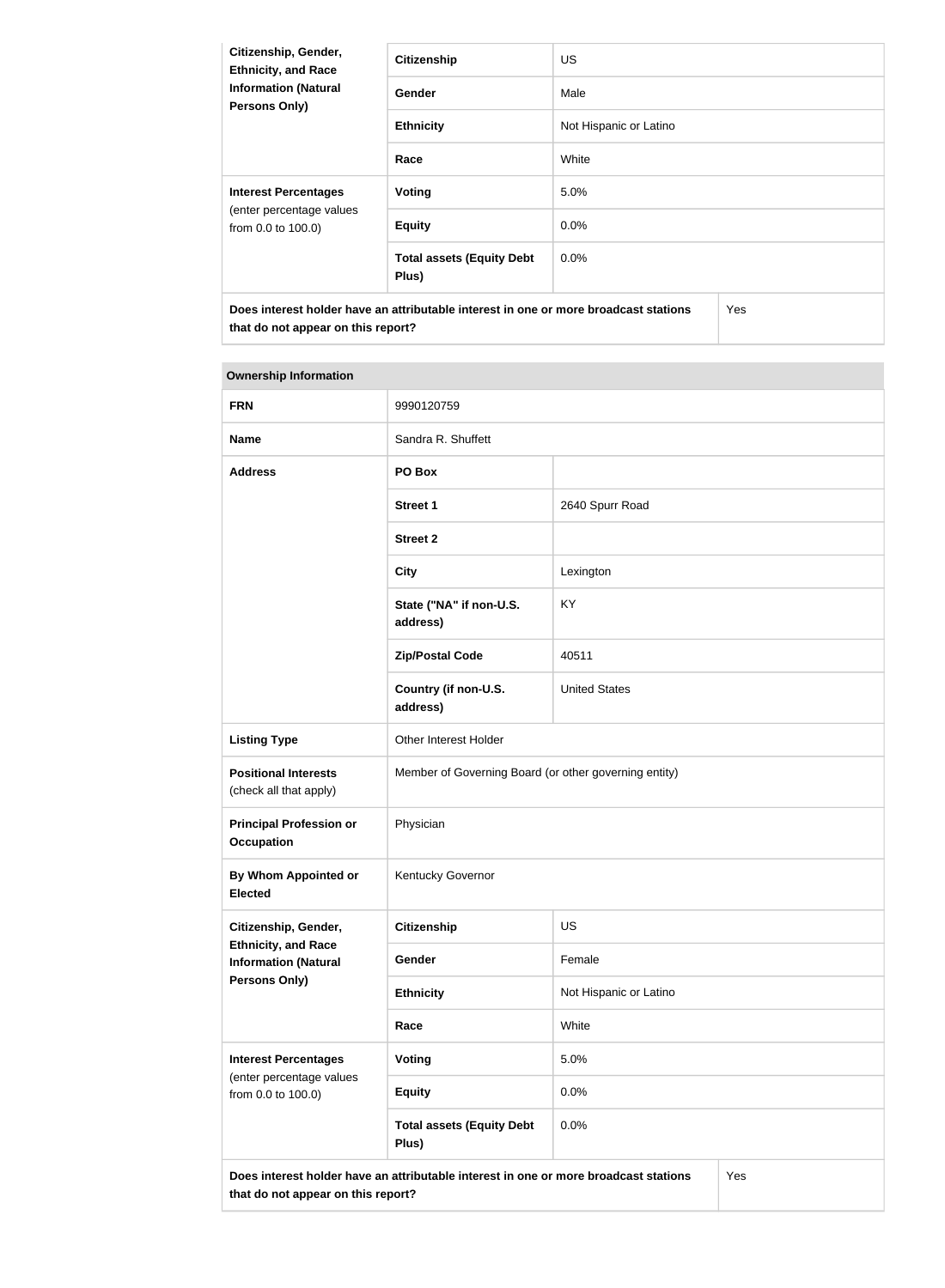| Citizenship, Gender, Ethnicity, and Race Information (Natural Persons Only) | Citizenship | US |
| --- | --- | --- |
| | Gender | Male |
| | Ethnicity | Not Hispanic or Latino |
| | Race | White |
| Interest Percentages (enter percentage values from 0.0 to 100.0) | Voting | 5.0% |
| | Equity | 0.0% |
| | Total assets (Equity Debt Plus) | 0.0% |
| Does interest holder have an attributable interest in one or more broadcast stations that do not appear on this report? | | Yes |

| Ownership Information | | |
| --- | --- | --- |
| FRN | 9990120759 | |
| Name | Sandra R. Shuffett | |
| Address | PO Box | |
| | Street 1 | 2640 Spurr Road |
| | Street 2 | |
| | City | Lexington |
| | State ("NA" if non-U.S. address) | KY |
| | Zip/Postal Code | 40511 |
| | Country (if non-U.S. address) | United States |
| Listing Type | Other Interest Holder | |
| Positional Interests (check all that apply) | Member of Governing Board (or other governing entity) | |
| Principal Profession or Occupation | Physician | |
| By Whom Appointed or Elected | Kentucky Governor | |
| Citizenship, Gender, Ethnicity, and Race Information (Natural Persons Only) | Citizenship | US |
| | Gender | Female |
| | Ethnicity | Not Hispanic or Latino |
| | Race | White |
| Interest Percentages (enter percentage values from 0.0 to 100.0) | Voting | 5.0% |
| | Equity | 0.0% |
| | Total assets (Equity Debt Plus) | 0.0% |
| Does interest holder have an attributable interest in one or more broadcast stations that do not appear on this report? | | Yes |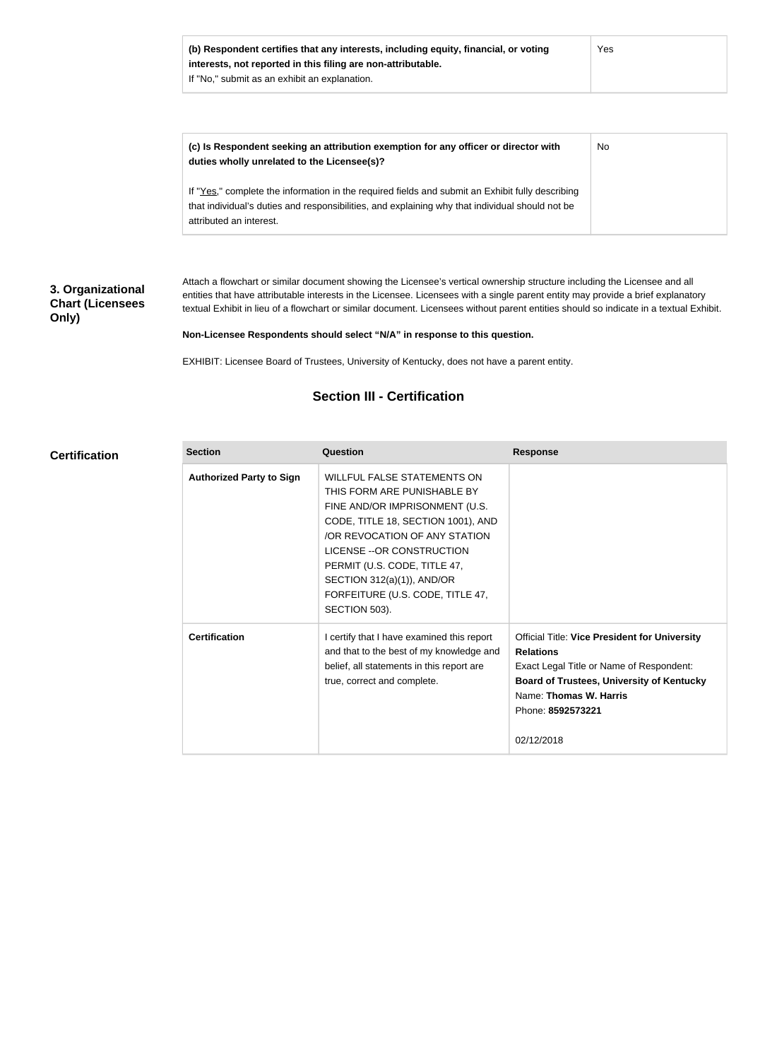| | |
|---|---|
| **(b) Respondent certifies that any interests, including equity, financial, or voting interests, not reported in this filing are non-attributable.**<br>If "No," submit as an exhibit an explanation. | Yes |

| | |
|---|---|
| **(c) Is Respondent seeking an attribution exemption for any officer or director with duties wholly unrelated to the Licensee(s)?**<br><br>If "Yes," complete the information in the required fields and submit an Exhibit fully describing that individual's duties and responsibilities, and explaining why that individual should not be attributed an interest. | No |

**3. Organizational Chart (Licensees Only)**

Attach a flowchart or similar document showing the Licensee's vertical ownership structure including the Licensee and all entities that have attributable interests in the Licensee. Licensees with a single parent entity may provide a brief explanatory textual Exhibit in lieu of a flowchart or similar document. Licensees without parent entities should so indicate in a textual Exhibit.

**Non-Licensee Respondents should select "N/A" in response to this question.**

EXHIBIT: Licensee Board of Trustees, University of Kentucky, does not have a parent entity.

## Section III - Certification

**Certification**

| Section | Question | Response |
|---|---|---|
| **Authorized Party to Sign** | WILLFUL FALSE STATEMENTS ON THIS FORM ARE PUNISHABLE BY FINE AND/OR IMPRISONMENT (U.S. CODE, TITLE 18, SECTION 1001), AND /OR REVOCATION OF ANY STATION LICENSE --OR CONSTRUCTION PERMIT (U.S. CODE, TITLE 47, SECTION 312(a)(1)), AND/OR FORFEITURE (U.S. CODE, TITLE 47, SECTION 503). | |
| **Certification** | I certify that I have examined this report and that to the best of my knowledge and belief, all statements in this report are true, correct and complete. | Official Title: **Vice President for University Relations**<br>Exact Legal Title or Name of Respondent: **Board of Trustees, University of Kentucky**<br>Name: **Thomas W. Harris**<br>Phone: **8592573221**<br><br>02/12/2018 |